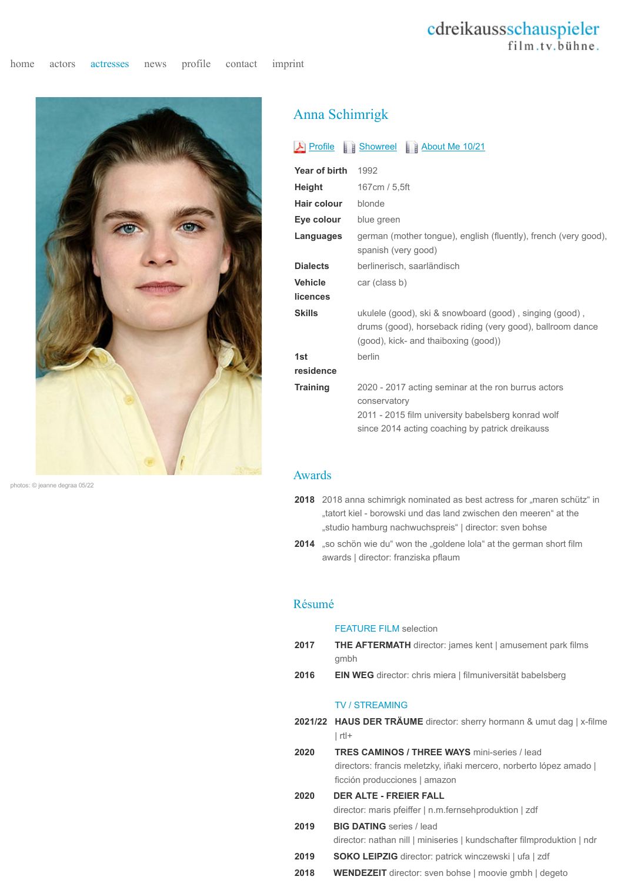cdreikausschauspieler
film.tv.bühne.

home actors actresses news profile contact imprint

photos: © jeanne degraa 05/22

# Anna Schimrigk

Profile | Showreel | About Me 10/21

| | |
|---|---|
| **Year of birth** | 1992 |
| **Height** | 167cm / 5,5ft |
| **Hair colour** | blonde |
| **Eye colour** | blue green |
| **Languages** | german (mother tongue), english (fluently), french (very good), spanish (very good) |
| **Dialects** | berlinerisch, saarländisch |
| **Vehicle licences** | car (class b) |
| **Skills** | ukulele (good), ski & snowboard (good) , singing (good) , drums (good), horseback riding (very good), ballroom dance (good), kick- and thaiboxing (good)) |
| **1st residence** | berlin |
| **Training** | 2020 - 2017 acting seminar at the ron burrus actors conservatory<br>2011 - 2015 film university babelsberg konrad wolf<br>since 2014 acting coaching by patrick dreikauss |

## Awards

**2018** 2018 anna schimrigk nominated as best actress for „maren schütz" in „tatort kiel - borowski und das land zwischen den meeren" at the „studio hamburg nachwuchspreis" | director: sven bohse

**2014** „so schön wie du" won the „goldene lola" at the german short film awards | director: franziska pflaum

## Résumé

### FEATURE FILM selection

**2017** **THE AFTERMATH** director: james kent | amusement park films gmbh

**2016** **EIN WEG** director: chris miera | filmuniversität babelsberg

### TV / STREAMING

**2021/22** **HAUS DER TRÄUME** director: sherry hormann & umut dag | x-filme | rtl+

**2020** **TRES CAMINOS / THREE WAYS** mini-series / lead
directors: francis meletzky, iñaki mercero, norberto lópez amado | ficción producciones | amazon

**2020** **DER ALTE - FREIER FALL**
director: maris pfeiffer | n.m.fernsehproduktion | zdf

**2019** **BIG DATING** series / lead
director: nathan nill | miniseries | kundschafter filmproduktion | ndr

**2019** **SOKO LEIPZIG** director: patrick winczewski | ufa | zdf

**2018** **WENDEZEIT** director: sven bohse | moovie gmbh | degeto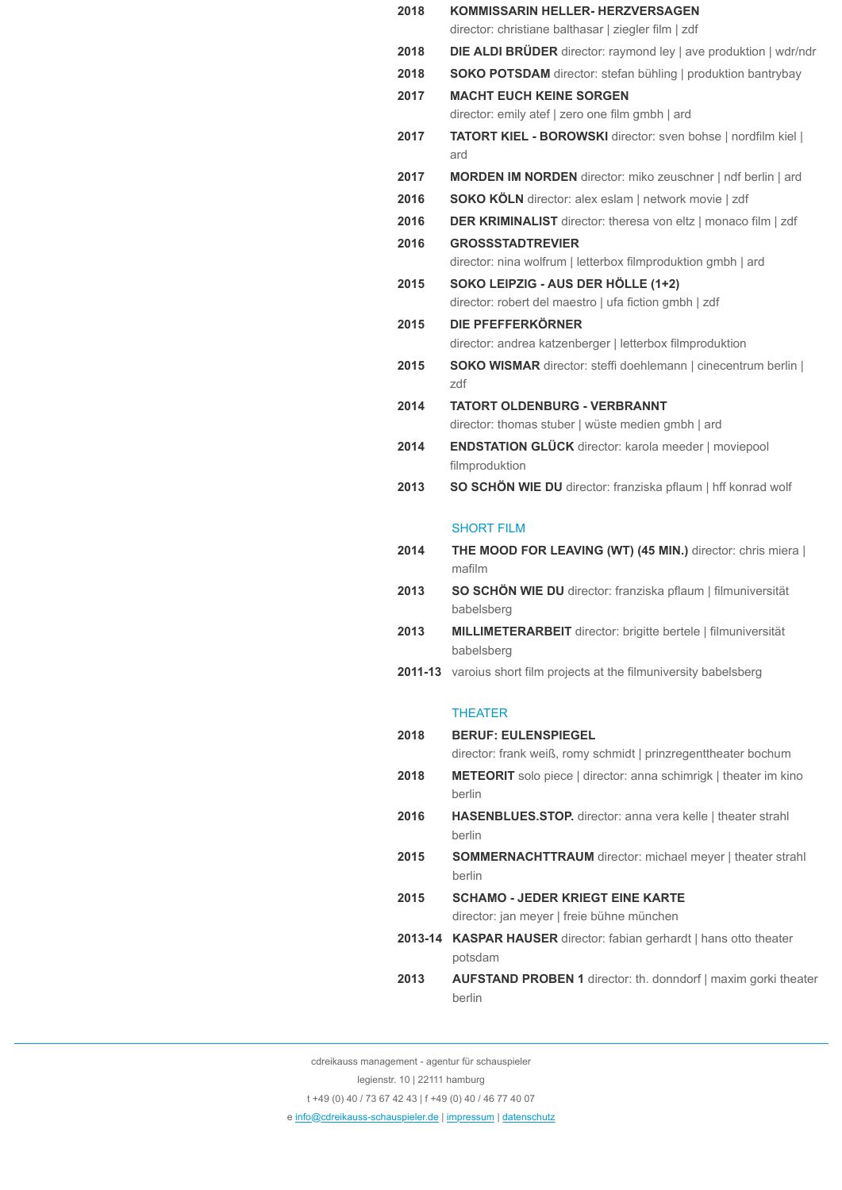**2018** **KOMMISSARIN HELLER- HERZVERSAGEN** director: christiane balthasar | ziegler film | zdf

**2018** **DIE ALDI BRÜDER** director: raymond ley | ave produktion | wdr/ndr

**2018** **SOKO POTSDAM** director: stefan bühling | produktion bantrybay

**2017** **MACHT EUCH KEINE SORGEN** director: emily atef | zero one film gmbh | ard

**2017** **TATORT KIEL - BOROWSKI** director: sven bohse | nordfilm kiel | ard

**2017** **MORDEN IM NORDEN** director: miko zeuschner | ndf berlin | ard

**2016** **SOKO KÖLN** director: alex eslam | network movie | zdf

**2016** **DER KRIMINALIST** director: theresa von eltz | monaco film | zdf

**2016** **GROSSSTADTREVIER** director: nina wolfrum | letterbox filmproduktion gmbh | ard

**2015** **SOKO LEIPZIG - AUS DER HÖLLE (1+2)** director: robert del maestro | ufa fiction gmbh | zdf

**2015** **DIE PFEFFERKÖRNER** director: andrea katzenberger | letterbox filmproduktion

**2015** **SOKO WISMAR** director: steffi doehlemann | cinecentrum berlin | zdf

**2014** **TATORT OLDENBURG - VERBRANNT** director: thomas stuber | wüste medien gmbh | ard

**2014** **ENDSTATION GLÜCK** director: karola meeder | moviepool filmproduktion

**2013** **SO SCHÖN WIE DU** director: franziska pflaum | hff konrad wolf

## SHORT FILM

**2014** **THE MOOD FOR LEAVING (WT) (45 MIN.)** director: chris miera | mafilm

**2013** **SO SCHÖN WIE DU** director: franziska pflaum | filmuniversität babelsberg

**2013** **MILLIMETERARBEIT** director: brigitte bertele | filmuniversität babelsberg

**2011-13** varoius short film projects at the filmuniversity babelsberg

## THEATER

**2018** **BERUF: EULENSPIEGEL** director: frank weiß, romy schmidt | prinzregenttheater bochum

**2018** **METEORIT** solo piece | director: anna schimrigk | theater im kino berlin

**2016** **HASENBLUES.STOP.** director: anna vera kelle | theater strahl berlin

**2015** **SOMMERNACHTTRAUM** director: michael meyer | theater strahl berlin

**2015** **SCHAMO - JEDER KRIEGT EINE KARTE** director: jan meyer | freie bühne münchen

**2013-14** **KASPAR HAUSER** director: fabian gerhardt | hans otto theater potsdam

**2013** **AUFSTAND PROBEN 1** director: th. donndorf | maxim gorki theater berlin

---

cdreikauss management - agentur für schauspieler

legienstr. 10 | 22111 hamburg

t +49 (0) 40 / 73 67 42 43 | f +49 (0) 40 / 46 77 40 07

e info@cdreikauss-schauspieler.de | impressum | datenschutz